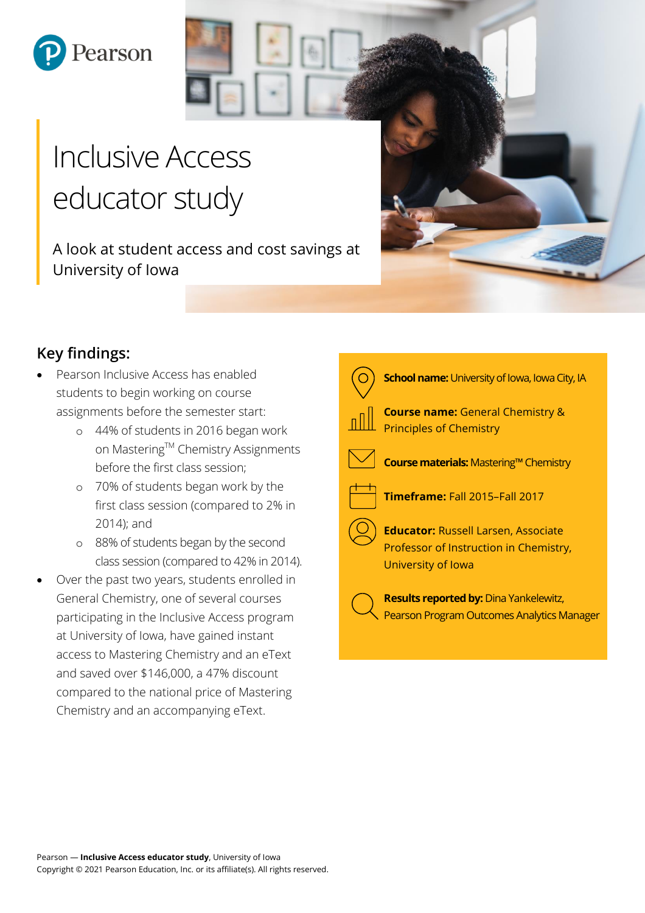# Inclusive Access educator study

A look at student access and cost savings at University of Iowa

## Key findings:

- Pearson Inclusive Access has enabled students to begin working on course assignments before the semester start:
  - 44% of students in 2016 began work on Mastering™ Chemistry Assignments before the first class session;
  - 70% of students began work by the first class session (compared to 2% in 2014); and
  - 88% of students began by the second class session (compared to 42% in 2014).
- Over the past two years, students enrolled in General Chemistry, one of several courses participating in the Inclusive Access program at University of Iowa, have gained instant access to Mastering Chemistry and an eText and saved over $146,000, a 47% discount compared to the national price of Mastering Chemistry and an accompanying eText.

**School name:** University of Iowa, Iowa City, IA

**Course name:** General Chemistry & Principles of Chemistry

**Course materials:** Mastering™ Chemistry

**Timeframe:** Fall 2015–Fall 2017

**Educator:** Russell Larsen, Associate Professor of Instruction in Chemistry, University of Iowa

**Results reported by:** Dina Yankelewitz, Pearson Program Outcomes Analytics Manager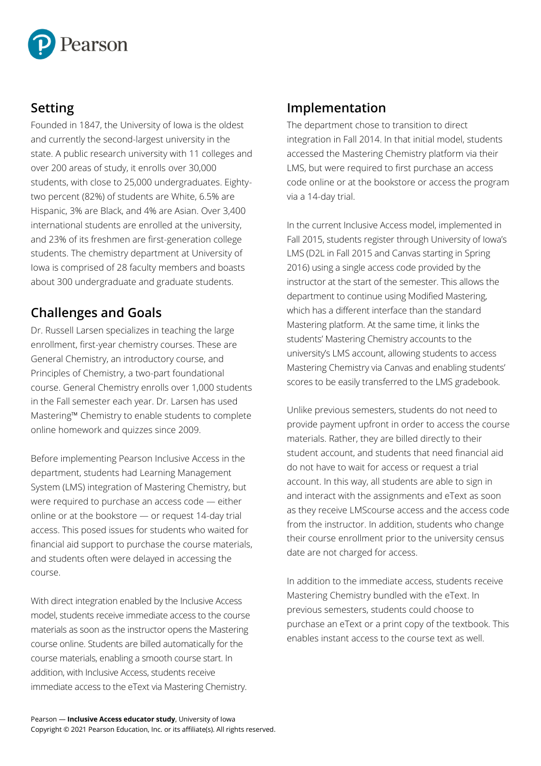## Setting

Founded in 1847, the University of Iowa is the oldest and currently the second-largest university in the state. A public research university with 11 colleges and over 200 areas of study, it enrolls over 30,000 students, with close to 25,000 undergraduates. Eighty-two percent (82%) of students are White, 6.5% are Hispanic, 3% are Black, and 4% are Asian. Over 3,400 international students are enrolled at the university, and 23% of its freshmen are first-generation college students. The chemistry department at University of Iowa is comprised of 28 faculty members and boasts about 300 undergraduate and graduate students.

## Challenges and Goals

Dr. Russell Larsen specializes in teaching the large enrollment, first-year chemistry courses. These are General Chemistry, an introductory course, and Principles of Chemistry, a two-part foundational course. General Chemistry enrolls over 1,000 students in the Fall semester each year. Dr. Larsen has used Mastering™ Chemistry to enable students to complete online homework and quizzes since 2009.

Before implementing Pearson Inclusive Access in the department, students had Learning Management System (LMS) integration of Mastering Chemistry, but were required to purchase an access code — either online or at the bookstore — or request 14-day trial access. This posed issues for students who waited for financial aid support to purchase the course materials, and students often were delayed in accessing the course.

With direct integration enabled by the Inclusive Access model, students receive immediate access to the course materials as soon as the instructor opens the Mastering course online. Students are billed automatically for the course materials, enabling a smooth course start. In addition, with Inclusive Access, students receive immediate access to the eText via Mastering Chemistry.

## Implementation

The department chose to transition to direct integration in Fall 2014. In that initial model, students accessed the Mastering Chemistry platform via their LMS, but were required to first purchase an access code online or at the bookstore or access the program via a 14-day trial.

In the current Inclusive Access model, implemented in Fall 2015, students register through University of Iowa's LMS (D2L in Fall 2015 and Canvas starting in Spring 2016) using a single access code provided by the instructor at the start of the semester. This allows the department to continue using Modified Mastering, which has a different interface than the standard Mastering platform. At the same time, it links the students' Mastering Chemistry accounts to the university's LMS account, allowing students to access Mastering Chemistry via Canvas and enabling students' scores to be easily transferred to the LMS gradebook.

Unlike previous semesters, students do not need to provide payment upfront in order to access the course materials. Rather, they are billed directly to their student account, and students that need financial aid do not have to wait for access or request a trial account. In this way, all students are able to sign in and interact with the assignments and eText as soon as they receive LMScourse access and the access code from the instructor. In addition, students who change their course enrollment prior to the university census date are not charged for access.

In addition to the immediate access, students receive Mastering Chemistry bundled with the eText. In previous semesters, students could choose to purchase an eText or a print copy of the textbook. This enables instant access to the course text as well.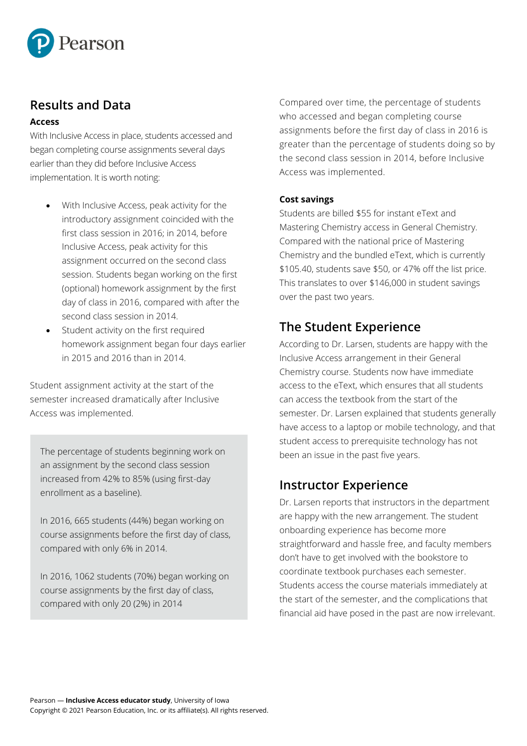## Results and Data

**Access**

With Inclusive Access in place, students accessed and began completing course assignments several days earlier than they did before Inclusive Access implementation. It is worth noting:

- With Inclusive Access, peak activity for the introductory assignment coincided with the first class session in 2016; in 2014, before Inclusive Access, peak activity for this assignment occurred on the second class session. Students began working on the first (optional) homework assignment by the first day of class in 2016, compared with after the second class session in 2014.
- Student activity on the first required homework assignment began four days earlier in 2015 and 2016 than in 2014.

Student assignment activity at the start of the semester increased dramatically after Inclusive Access was implemented.

> The percentage of students beginning work on an assignment by the second class session increased from 42% to 85% (using first-day enrollment as a baseline).
>
> In 2016, 665 students (44%) began working on course assignments before the first day of class, compared with only 6% in 2014.
>
> In 2016, 1062 students (70%) began working on course assignments by the first day of class, compared with only 20 (2%) in 2014

Compared over time, the percentage of students who accessed and began completing course assignments before the first day of class in 2016 is greater than the percentage of students doing so by the second class session in 2014, before Inclusive Access was implemented.

**Cost savings**

Students are billed $55 for instant eText and Mastering Chemistry access in General Chemistry. Compared with the national price of Mastering Chemistry and the bundled eText, which is currently $105.40, students save $50, or 47% off the list price. This translates to over $146,000 in student savings over the past two years.

## The Student Experience

According to Dr. Larsen, students are happy with the Inclusive Access arrangement in their General Chemistry course. Students now have immediate access to the eText, which ensures that all students can access the textbook from the start of the semester. Dr. Larsen explained that students generally have access to a laptop or mobile technology, and that student access to prerequisite technology has not been an issue in the past five years.

## Instructor Experience

Dr. Larsen reports that instructors in the department are happy with the new arrangement. The student onboarding experience has become more straightforward and hassle free, and faculty members don't have to get involved with the bookstore to coordinate textbook purchases each semester. Students access the course materials immediately at the start of the semester, and the complications that financial aid have posed in the past are now irrelevant.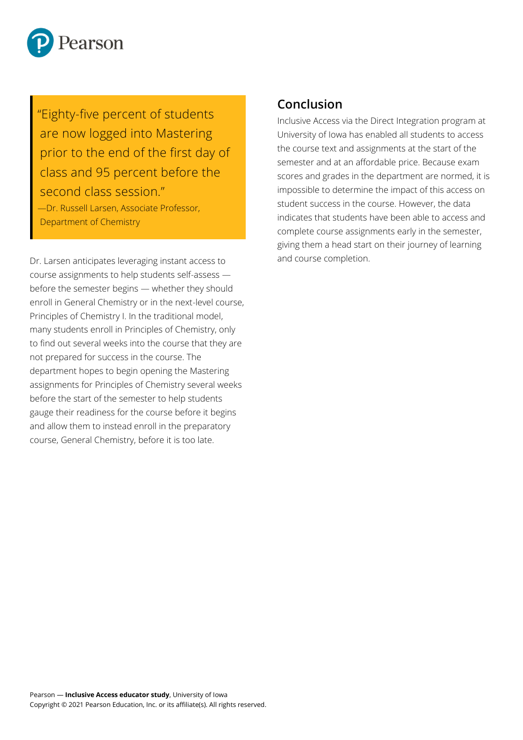> "Eighty-five percent of students are now logged into Mastering prior to the end of the first day of class and 95 percent before the second class session."
> —Dr. Russell Larsen, Associate Professor, Department of Chemistry

Dr. Larsen anticipates leveraging instant access to course assignments to help students self-assess — before the semester begins — whether they should enroll in General Chemistry or in the next-level course, Principles of Chemistry I. In the traditional model, many students enroll in Principles of Chemistry, only to find out several weeks into the course that they are not prepared for success in the course. The department hopes to begin opening the Mastering assignments for Principles of Chemistry several weeks before the start of the semester to help students gauge their readiness for the course before it begins and allow them to instead enroll in the preparatory course, General Chemistry, before it is too late.

## Conclusion

Inclusive Access via the Direct Integration program at University of Iowa has enabled all students to access the course text and assignments at the start of the semester and at an affordable price. Because exam scores and grades in the department are normed, it is impossible to determine the impact of this access on student success in the course. However, the data indicates that students have been able to access and complete course assignments early in the semester, giving them a head start on their journey of learning and course completion.